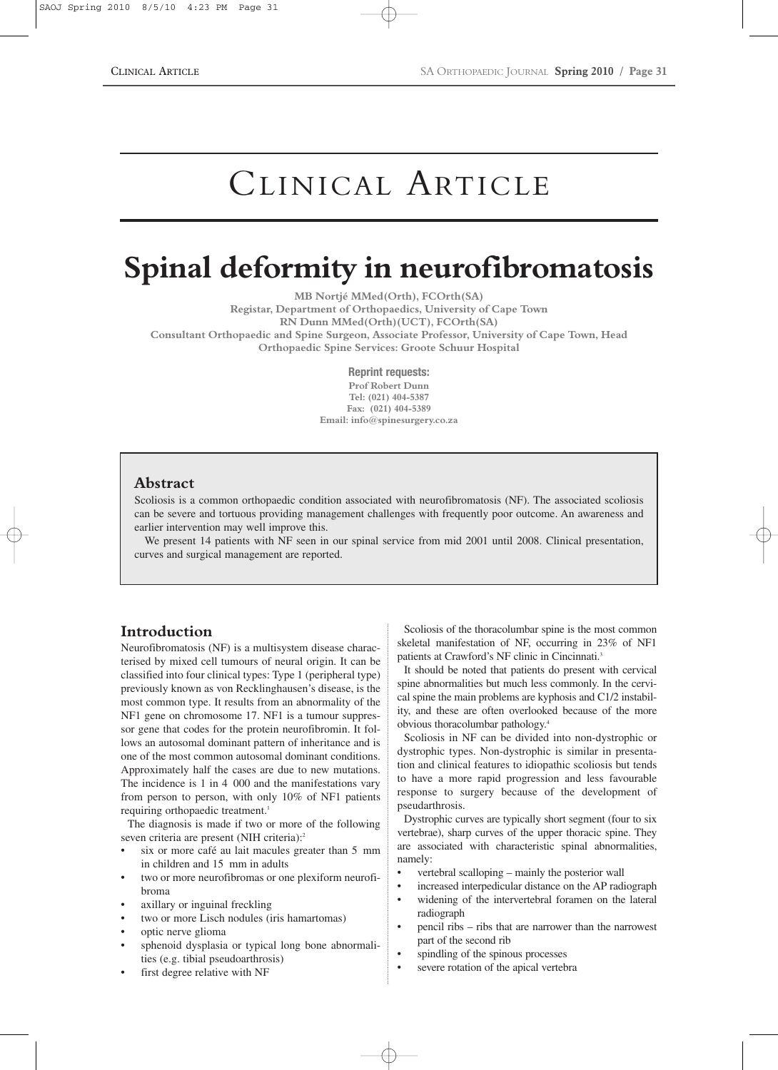# Clinical Article

# Spinal deformity in neurofibromatosis

**MB Nortjé MMed(Orth), FCOrth(SA)**
**Registar, Department of Orthopaedics, University of Cape Town**
**RN Dunn MMed(Orth)(UCT), FCOrth(SA)**
**Consultant Orthopaedic and Spine Surgeon, Associate Professor, University of Cape Town, Head Orthopaedic Spine Services: Groote Schuur Hospital**

**Reprint requests:**
**Prof Robert Dunn**
**Tel: (021) 404-5387**
**Fax: (021) 404-5389**
**Email: info@spinesurgery.co.za**

## Abstract

Scoliosis is a common orthopaedic condition associated with neurofibromatosis (NF). The associated scoliosis can be severe and tortuous providing management challenges with frequently poor outcome. An awareness and earlier intervention may well improve this.

We present 14 patients with NF seen in our spinal service from mid 2001 until 2008. Clinical presentation, curves and surgical management are reported.

## Introduction

Neurofibromatosis (NF) is a multisystem disease characterised by mixed cell tumours of neural origin. It can be classified into four clinical types: Type 1 (peripheral type) previously known as von Recklinghausen's disease, is the most common type. It results from an abnormality of the NF1 gene on chromosome 17. NF1 is a tumour suppressor gene that codes for the protein neurofibromin. It follows an autosomal dominant pattern of inheritance and is one of the most common autosomal dominant conditions. Approximately half the cases are due to new mutations. The incidence is 1 in 4 000 and the manifestations vary from person to person, with only 10% of NF1 patients requiring orthopaedic treatment.[1]

The diagnosis is made if two or more of the following seven criteria are present (NIH criteria):[2]

- six or more café au lait macules greater than 5 mm in children and 15 mm in adults
- two or more neurofibromas or one plexiform neurofibroma
- axillary or inguinal freckling
- two or more Lisch nodules (iris hamartomas)
- optic nerve glioma
- sphenoid dysplasia or typical long bone abnormalities (e.g. tibial pseudoarthrosis)
- first degree relative with NF

Scoliosis of the thoracolumbar spine is the most common skeletal manifestation of NF, occurring in 23% of NF1 patients at Crawford's NF clinic in Cincinnati.[3]

It should be noted that patients do present with cervical spine abnormalities but much less commonly. In the cervical spine the main problems are kyphosis and C1/2 instability, and these are often overlooked because of the more obvious thoracolumbar pathology.[4]

Scoliosis in NF can be divided into non-dystrophic or dystrophic types. Non-dystrophic is similar in presentation and clinical features to idiopathic scoliosis but tends to have a more rapid progression and less favourable response to surgery because of the development of pseudarthrosis.

Dystrophic curves are typically short segment (four to six vertebrae), sharp curves of the upper thoracic spine. They are associated with characteristic spinal abnormalities, namely:

- vertebral scalloping – mainly the posterior wall
- increased interpedicular distance on the AP radiograph
- widening of the intervertebral foramen on the lateral radiograph
- pencil ribs – ribs that are narrower than the narrowest part of the second rib
- spindling of the spinous processes
- severe rotation of the apical vertebra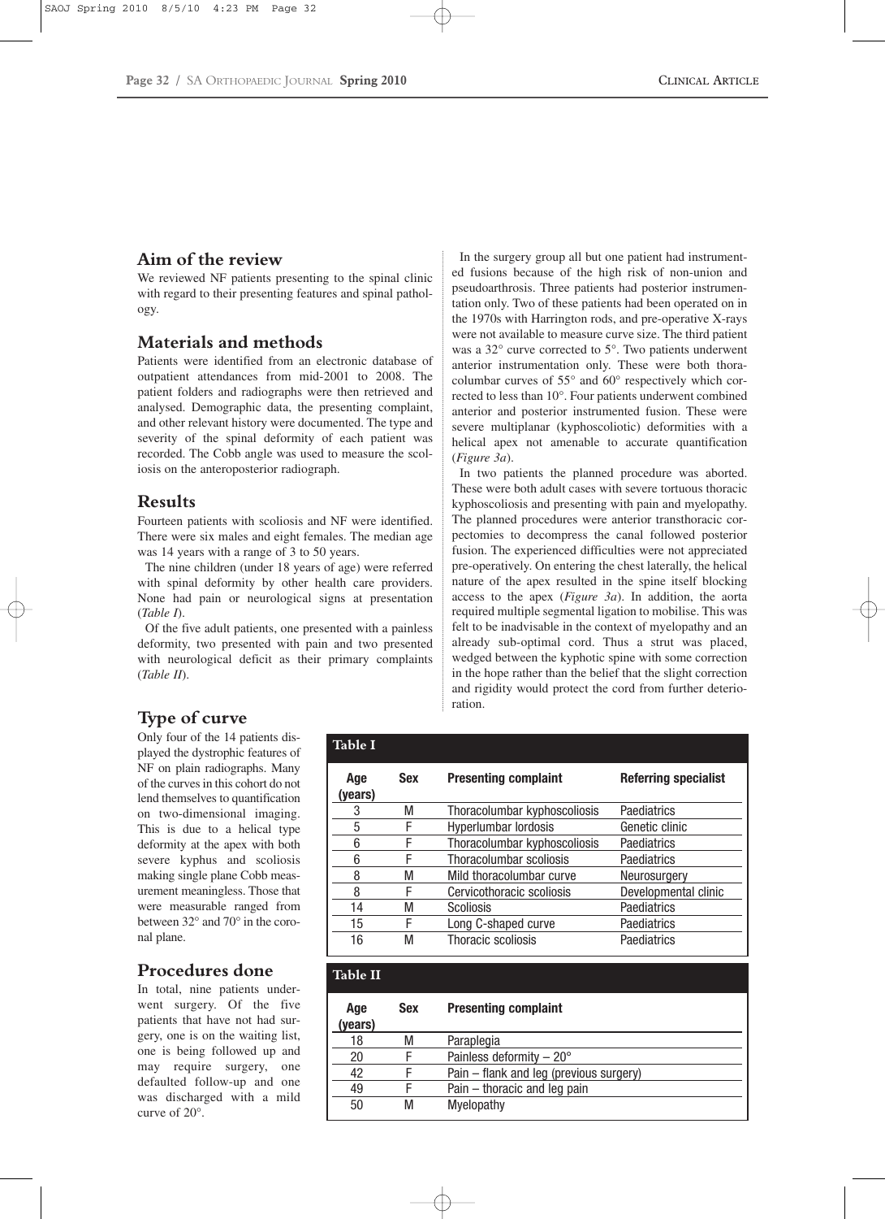## Aim of the review

We reviewed NF patients presenting to the spinal clinic with regard to their presenting features and spinal pathology.

## Materials and methods

Patients were identified from an electronic database of outpatient attendances from mid-2001 to 2008. The patient folders and radiographs were then retrieved and analysed. Demographic data, the presenting complaint, and other relevant history were documented. The type and severity of the spinal deformity of each patient was recorded. The Cobb angle was used to measure the scoliosis on the anteroposterior radiograph.

## Results

Fourteen patients with scoliosis and NF were identified. There were six males and eight females. The median age was 14 years with a range of 3 to 50 years.

The nine children (under 18 years of age) were referred with spinal deformity by other health care providers. None had pain or neurological signs at presentation (*Table I*).

Of the five adult patients, one presented with a painless deformity, two presented with pain and two presented with neurological deficit as their primary complaints (*Table II*).

## Type of curve

Only four of the 14 patients displayed the dystrophic features of NF on plain radiographs. Many of the curves in this cohort do not lend themselves to quantification on two-dimensional imaging. This is due to a helical type deformity at the apex with both severe kyphus and scoliosis making single plane Cobb measurement meaningless. Those that were measurable ranged from between 32° and 70° in the coronal plane.

## Procedures done

In total, nine patients underwent surgery. Of the five patients that have not had surgery, one is on the waiting list, one is being followed up and may require surgery, one defaulted follow-up and one was discharged with a mild curve of 20°.

In the surgery group all but one patient had instrumented fusions because of the high risk of non-union and pseudoarthrosis. Three patients had posterior instrumentation only. Two of these patients had been operated on in the 1970s with Harrington rods, and pre-operative X-rays were not available to measure curve size. The third patient was a 32° curve corrected to 5°. Two patients underwent anterior instrumentation only. These were both thoracolumbar curves of 55° and 60° respectively which corrected to less than 10°. Four patients underwent combined anterior and posterior instrumented fusion. These were severe multiplanar (kyphoscoliotic) deformities with a helical apex not amenable to accurate quantification (*Figure 3a*).

In two patients the planned procedure was aborted. These were both adult cases with severe tortuous thoracic kyphoscoliosis and presenting with pain and myelopathy. The planned procedures were anterior transthoracic corpectomies to decompress the canal followed posterior fusion. The experienced difficulties were not appreciated pre-operatively. On entering the chest laterally, the helical nature of the apex resulted in the spine itself blocking access to the apex (*Figure 3a*). In addition, the aorta required multiple segmental ligation to mobilise. This was felt to be inadvisable in the context of myelopathy and an already sub-optimal cord. Thus a strut was placed, wedged between the kyphotic spine with some correction in the hope rather than the belief that the slight correction and rigidity would protect the cord from further deterioration.

**Table I**

| Age (years) | Sex | Presenting complaint | Referring specialist |
|---|---|---|---|
| 3 | M | Thoracolumbar kyphoscoliosis | Paediatrics |
| 5 | F | Hyperlumbar lordosis | Genetic clinic |
| 6 | F | Thoracolumbar kyphoscoliosis | Paediatrics |
| 6 | F | Thoracolumbar scoliosis | Paediatrics |
| 8 | M | Mild thoracolumbar curve | Neurosurgery |
| 8 | F | Cervicothoracic scoliosis | Developmental clinic |
| 14 | M | Scoliosis | Paediatrics |
| 15 | F | Long C-shaped curve | Paediatrics |
| 16 | M | Thoracic scoliosis | Paediatrics |

**Table II**

| Age (years) | Sex | Presenting complaint |
|---|---|---|
| 18 | M | Paraplegia |
| 20 | F | Painless deformity – 20° |
| 42 | F | Pain – flank and leg (previous surgery) |
| 49 | F | Pain – thoracic and leg pain |
| 50 | M | Myelopathy |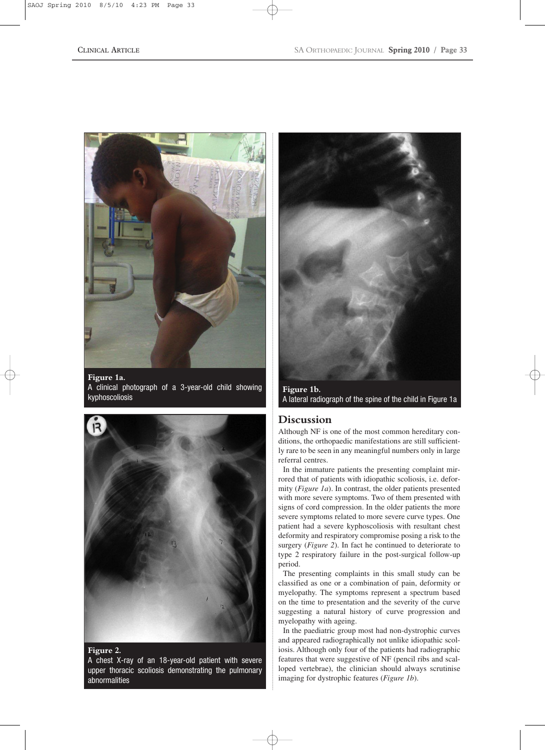**Figure 1a.**
A clinical photograph of a 3-year-old child showing kyphoscoliosis

**Figure 1b.**
A lateral radiograph of the spine of the child in Figure 1a

**Figure 2.**
A chest X-ray of an 18-year-old patient with severe upper thoracic scoliosis demonstrating the pulmonary abnormalities

## Discussion

Although NF is one of the most common hereditary conditions, the orthopaedic manifestations are still sufficiently rare to be seen in any meaningful numbers only in large referral centres.

In the immature patients the presenting complaint mirrored that of patients with idiopathic scoliosis, i.e. deformity (*Figure 1a*). In contrast, the older patients presented with more severe symptoms. Two of them presented with signs of cord compression. In the older patients the more severe symptoms related to more severe curve types. One patient had a severe kyphoscoliosis with resultant chest deformity and respiratory compromise posing a risk to the surgery (*Figure 2*). In fact he continued to deteriorate to type 2 respiratory failure in the post-surgical follow-up period.

The presenting complaints in this small study can be classified as one or a combination of pain, deformity or myelopathy. The symptoms represent a spectrum based on the time to presentation and the severity of the curve suggesting a natural history of curve progression and myelopathy with ageing.

In the paediatric group most had non-dystrophic curves and appeared radiographically not unlike idiopathic scoliosis. Although only four of the patients had radiographic features that were suggestive of NF (pencil ribs and scalloped vertebrae), the clinician should always scrutinise imaging for dystrophic features (*Figure 1b*).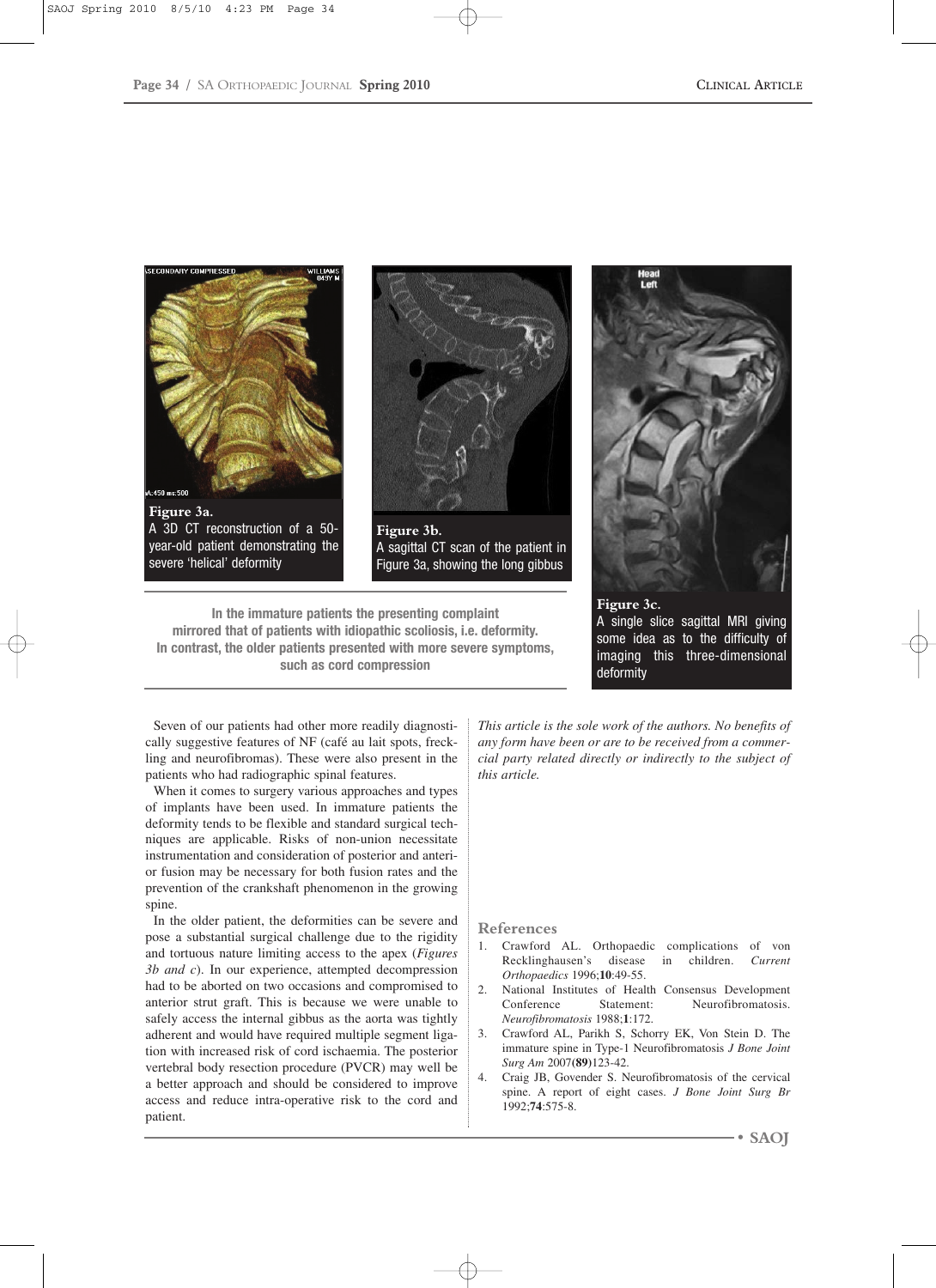**Figure 3a.**
A 3D CT reconstruction of a 50-year-old patient demonstrating the severe 'helical' deformity

**Figure 3b.**
A sagittal CT scan of the patient in Figure 3a, showing the long gibbus

**Figure 3c.**
A single slice sagittal MRI giving some idea as to the difficulty of imaging this three-dimensional deformity

**In the immature patients the presenting complaint mirrored that of patients with idiopathic scoliosis, i.e. deformity. In contrast, the older patients presented with more severe symptoms, such as cord compression**

Seven of our patients had other more readily diagnostically suggestive features of NF (café au lait spots, freckling and neurofibromas). These were also present in the patients who had radiographic spinal features.

When it comes to surgery various approaches and types of implants have been used. In immature patients the deformity tends to be flexible and standard surgical techniques are applicable. Risks of non-union necessitate instrumentation and consideration of posterior and anterior fusion may be necessary for both fusion rates and the prevention of the crankshaft phenomenon in the growing spine.

In the older patient, the deformities can be severe and pose a substantial surgical challenge due to the rigidity and tortuous nature limiting access to the apex (*Figures 3b and c*). In our experience, attempted decompression had to be aborted on two occasions and compromised to anterior strut graft. This is because we were unable to safely access the internal gibbus as the aorta was tightly adherent and would have required multiple segment ligation with increased risk of cord ischaemia. The posterior vertebral body resection procedure (PVCR) may well be a better approach and should be considered to improve access and reduce intra-operative risk to the cord and patient.

*This article is the sole work of the authors. No benefits of any form have been or are to be received from a commercial party related directly or indirectly to the subject of this article.*

## References

1. Crawford AL. Orthopaedic complications of von Recklinghausen's disease in children. *Current Orthopaedics* 1996;**10**:49-55.
2. National Institutes of Health Consensus Development Conference Statement: Neurofibromatosis. *Neurofibromatosis* 1988;**1**:172.
3. Crawford AL, Parikh S, Schorry EK, Von Stein D. The immature spine in Type-1 Neurofibromatosis *J Bone Joint Surg Am* 2007(**89**)123-42.
4. Craig JB, Govender S. Neurofibromatosis of the cervical spine. A report of eight cases. *J Bone Joint Surg Br* 1992;**74**:575-8.